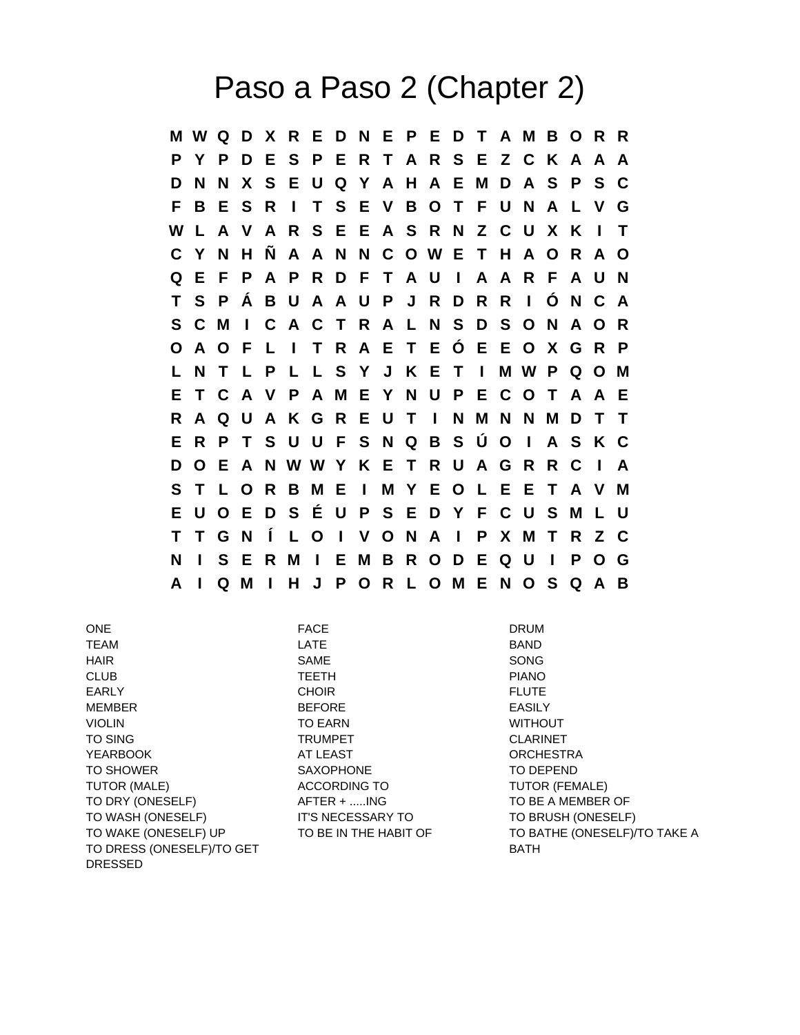# Paso a Paso 2 (Chapter 2)

```
M W Q D X R E D N E P E D T A M B O R R
P Y P D E S P E R T A R S E Z C K A A A
D N N X S E U Q Y A H A E M D A S P S C
F B E S R I T S E V B O T F U N A L V G
W L A V A R S E E A S R N Z C U X K I T
C Y N H Ñ A A N N C O W E T H A O R A O
Q E F P A P R D F T A U I A A R F A U N
T S P Á B U A A U P J R D R R I Ó N C A
S C M I C A C T R A L N S D S O N A O R
O A O F L I T R A E T E Ó E E O X G R P
L N T L P L L S Y J K E T I M W P Q O M
E T C A V P A M E Y N U P E C O T A A E
R A Q U A K G R E U T I N M N N M D T T
E R P T S U U F S N Q B S Ú O I A S K C
D O E A N W W Y K E T R U A G R R C I A
S T L O R B M E I M Y E O L E E T A V M
E U O E D S É U P S E D Y F C U S M L U
T T G N Í L O I V O N A I P X M T R Z C
N I S E R M I E M B R O D E Q U I P O G
A I Q M I H J P O R L O M E N O S Q A B
```

| | | |
|---|---|---|
| ONE | FACE | DRUM |
| TEAM | LATE | BAND |
| HAIR | SAME | SONG |
| CLUB | TEETH | PIANO |
| EARLY | CHOIR | FLUTE |
| MEMBER | BEFORE | EASILY |
| VIOLIN | TO EARN | WITHOUT |
| TO SING | TRUMPET | CLARINET |
| YEARBOOK | AT LEAST | ORCHESTRA |
| TO SHOWER | SAXOPHONE | TO DEPEND |
| TUTOR (MALE) | ACCORDING TO | TUTOR (FEMALE) |
| TO DRY (ONESELF) | AFTER + .....ING | TO BE A MEMBER OF |
| TO WASH (ONESELF) | IT'S NECESSARY TO | TO BRUSH (ONESELF) |
| TO WAKE (ONESELF) UP | TO BE IN THE HABIT OF | TO BATHE (ONESELF)/TO TAKE A BATH |
| TO DRESS (ONESELF)/TO GET DRESSED | | |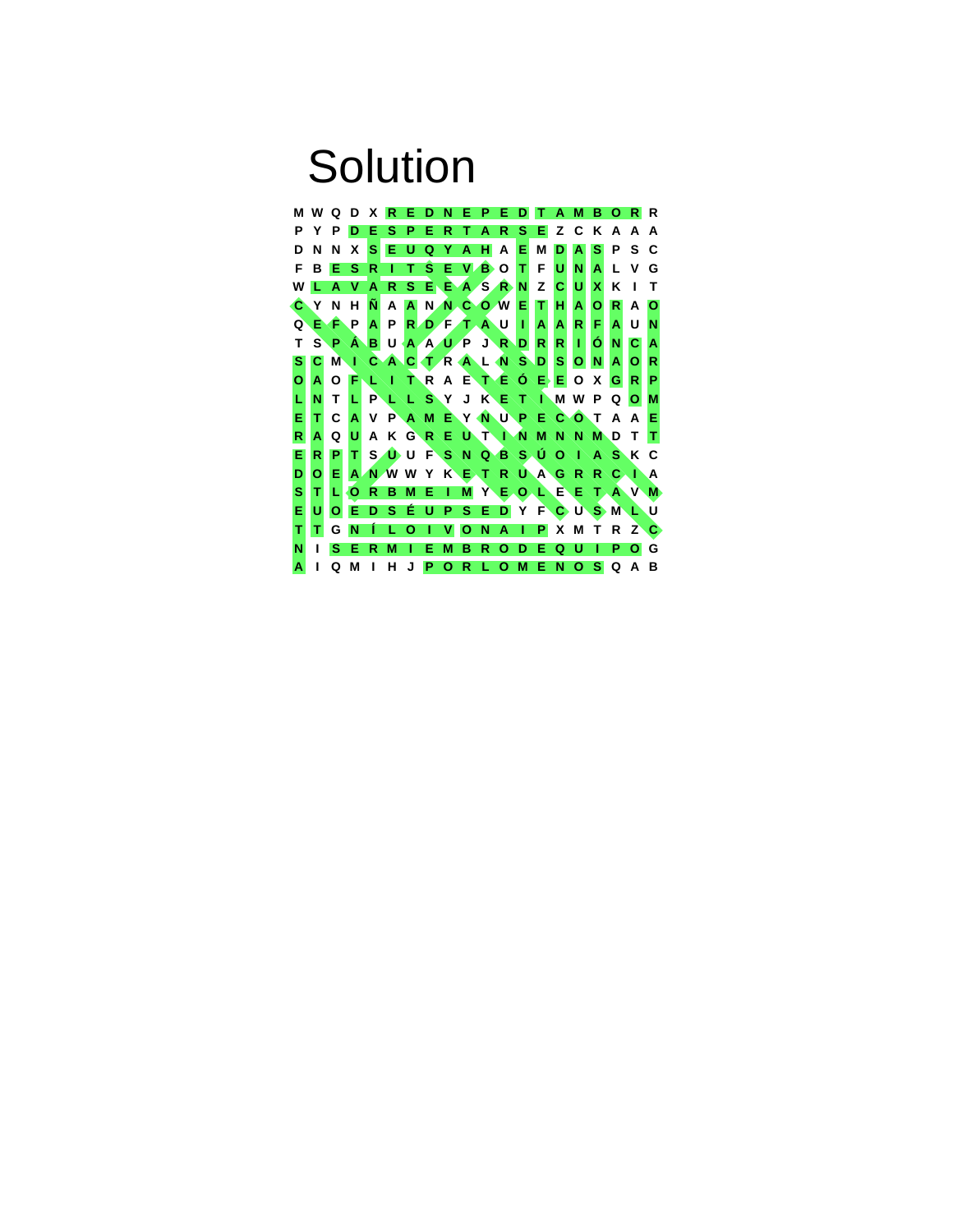# Solution

| | | | | | | | | | | | | | | | | | | | |
|---|---|---|---|---|---|---|---|---|---|---|---|---|---|---|---|---|---|---|---|
| M | W | Q | D | X | R | E | D | N | E | P | E | D | T | A | M | B | O | R | R |
| P | Y | P | D | E | S | P | E | R | T | A | R | S | E | Z | C | K | A | A | A |
| D | N | N | X | S | E | U | Q | Y | A | H | A | E | M | D | A | S | P | S | C |
| F | B | E | S | R | I | T | S | E | V | B | O | T | F | U | N | A | L | V | G |
| W | L | A | V | A | R | S | E | E | A | S | R | N | Z | C | U | X | K | I | T |
| C | Y | N | H | Ñ | A | A | N | N | C | O | W | E | T | H | A | O | R | A | O |
| Q | E | F | P | A | P | R | D | F | T | A | U | I | A | A | R | F | A | U | N |
| T | S | P | Á | B | U | A | A | U | P | J | R | D | R | R | I | Ó | N | C | A |
| S | C | M | I | C | A | C | T | R | A | L | N | S | D | S | O | N | A | O | R |
| O | A | O | F | L | I | T | R | A | E | T | E | Ó | E | E | O | X | G | R | P |
| L | N | T | L | P | L | L | S | Y | J | K | E | T | I | M | W | P | Q | O | M |
| E | T | C | A | V | P | A | M | E | Y | N | U | P | E | C | O | T | A | A | E |
| R | A | Q | U | A | K | G | R | E | U | T | I | N | M | N | N | M | D | T | T |
| E | R | P | T | S | U | U | F | S | N | Q | B | S | Ú | O | I | A | S | K | C |
| D | O | E | A | N | W | W | Y | K | E | T | R | U | A | G | R | R | C | I | A |
| S | T | L | O | R | B | M | E | I | M | Y | E | O | L | E | E | T | A | V | M |
| E | U | O | E | D | S | É | U | P | S | E | D | Y | F | C | U | S | M | L | U |
| T | T | G | N | Í | L | O | I | V | O | N | A | I | P | X | M | T | R | Z | C |
| N | I | S | E | R | M | I | E | M | B | R | O | D | E | Q | U | I | P | O | G |
| A | I | Q | M | I | H | J | P | O | R | L | O | M | E | N | O | S | Q | A | B |